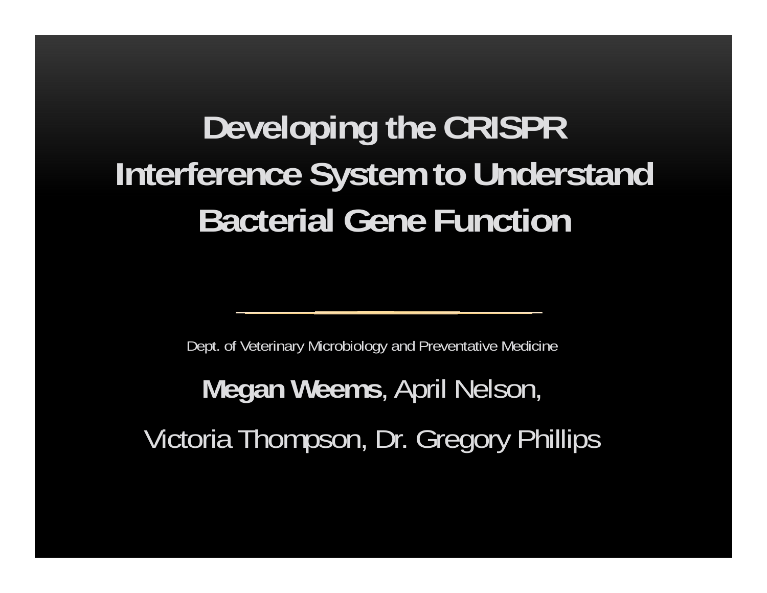# Developing the CRISPR Interference System to Understand Bacterial Gene Function

Dept. of Veterinary Microbiology and Preventative Medicine

**Megan Weems**, April Nelson,

Victoria Thompson, Dr. Gregory Phillips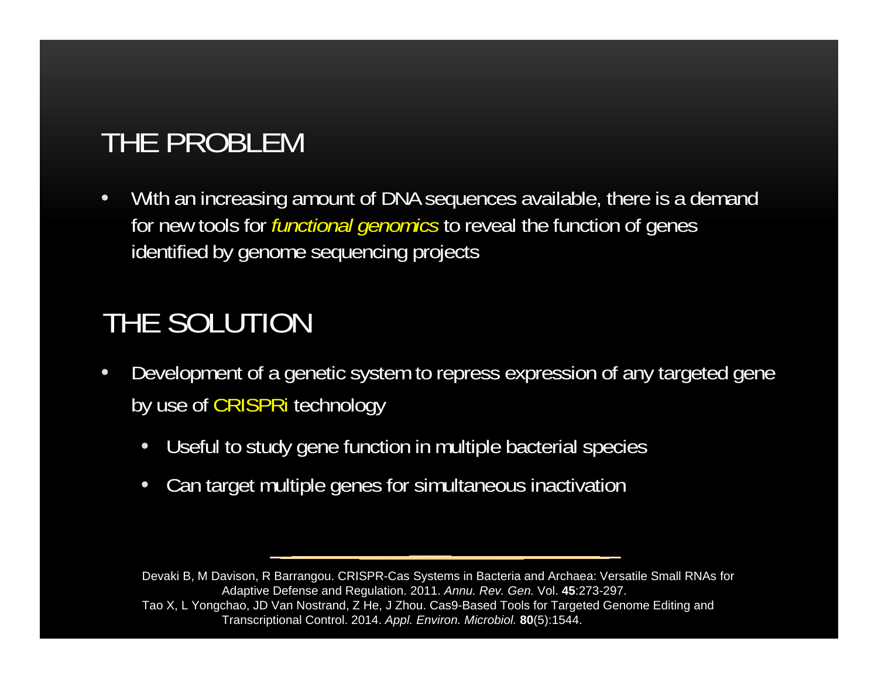## THE PROBLEM

- With an increasing amount of DNA sequences available, there is a demand for new tools for *functional genomics* to reveal the function of genes identified by genome sequencing projects

## THE SOLUTION

- Development of a genetic system to repress expression of any targeted gene by use of CRISPRi technology
  - Useful to study gene function in multiple bacterial species
  - Can target multiple genes for simultaneous inactivation

---

Devaki B, M Davison, R Barrangou. CRISPR-Cas Systems in Bacteria and Archaea: Versatile Small RNAs for Adaptive Defense and Regulation. 2011. *Annu. Rev. Gen.* Vol. **45**:273-297.

Tao X, L Yongchao, JD Van Nostrand, Z He, J Zhou. Cas9-Based Tools for Targeted Genome Editing and Transcriptional Control. 2014. *Appl. Environ. Microbiol.* **80**(5):1544.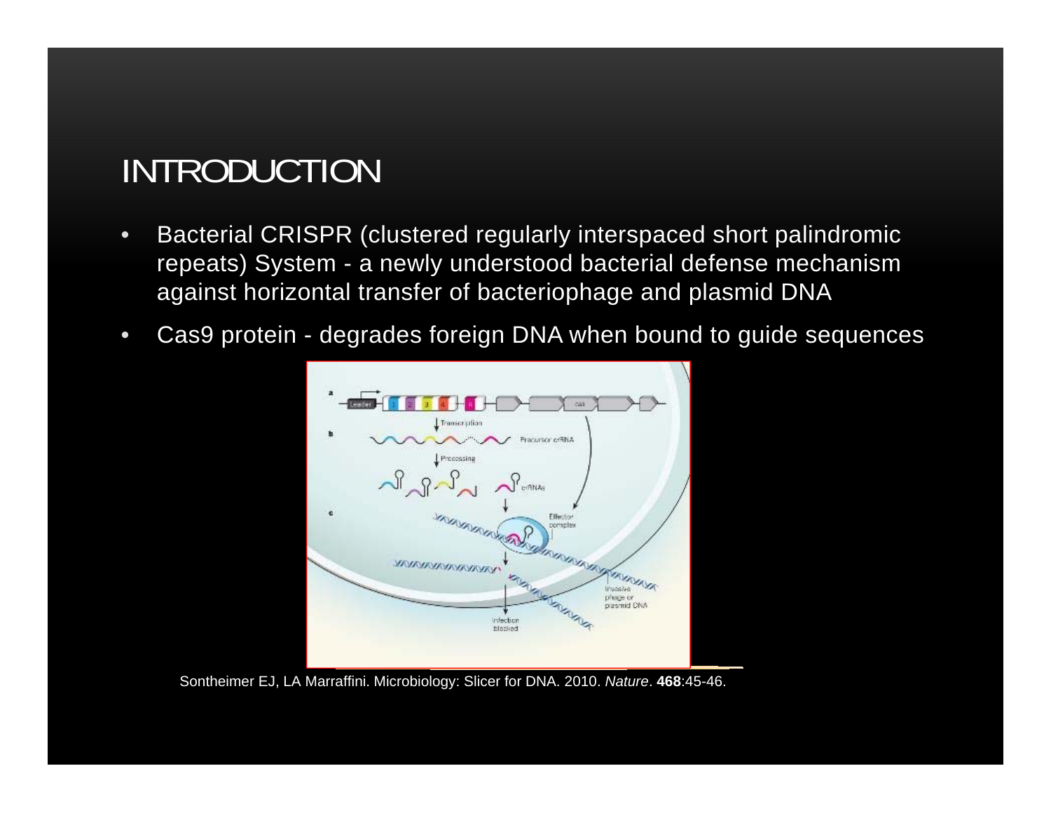# INTRODUCTION

- Bacterial CRISPR (clustered regularly interspaced short palindromic repeats) System - a newly understood bacterial defense mechanism against horizontal transfer of bacteriophage and plasmid DNA
- Cas9 protein - degrades foreign DNA when bound to guide sequences

Sontheimer EJ, LA Marraffini. Microbiology: Slicer for DNA. 2010. *Nature*. **468**:45-46.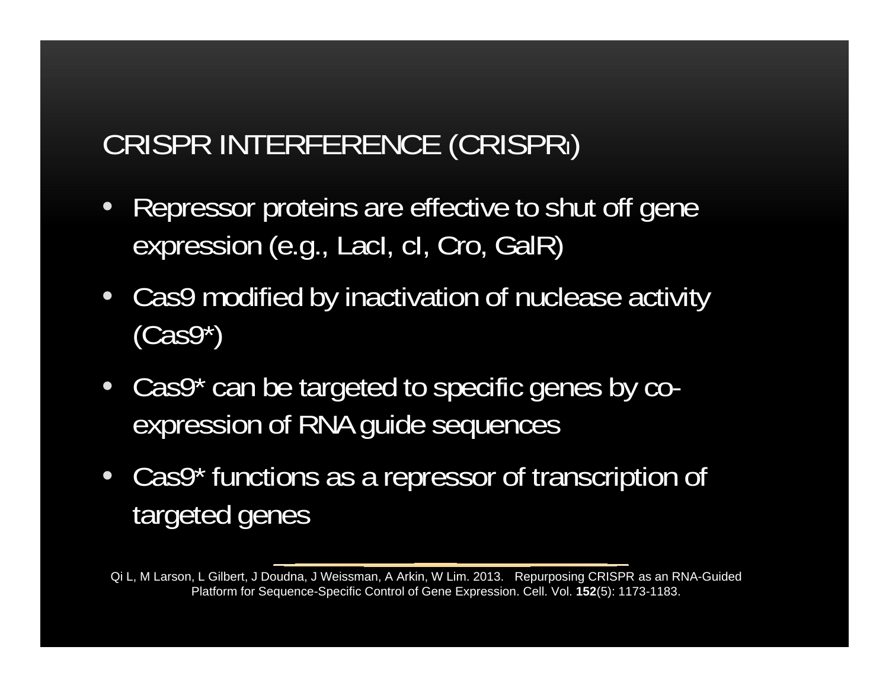## CRISPR INTERFERENCE (CRISPRi)

- Repressor proteins are effective to shut off gene expression (e.g., LacI, cI, Cro, GalR)
- Cas9 modified by inactivation of nuclease activity (Cas9*)
- Cas9* can be targeted to specific genes by co-expression of RNA guide sequences
- Cas9* functions as a repressor of transcription of targeted genes

Qi L, M Larson, L Gilbert, J Doudna, J Weissman, A Arkin, W Lim. 2013. Repurposing CRISPR as an RNA-Guided Platform for Sequence-Specific Control of Gene Expression. Cell. Vol. **152**(5): 1173-1183.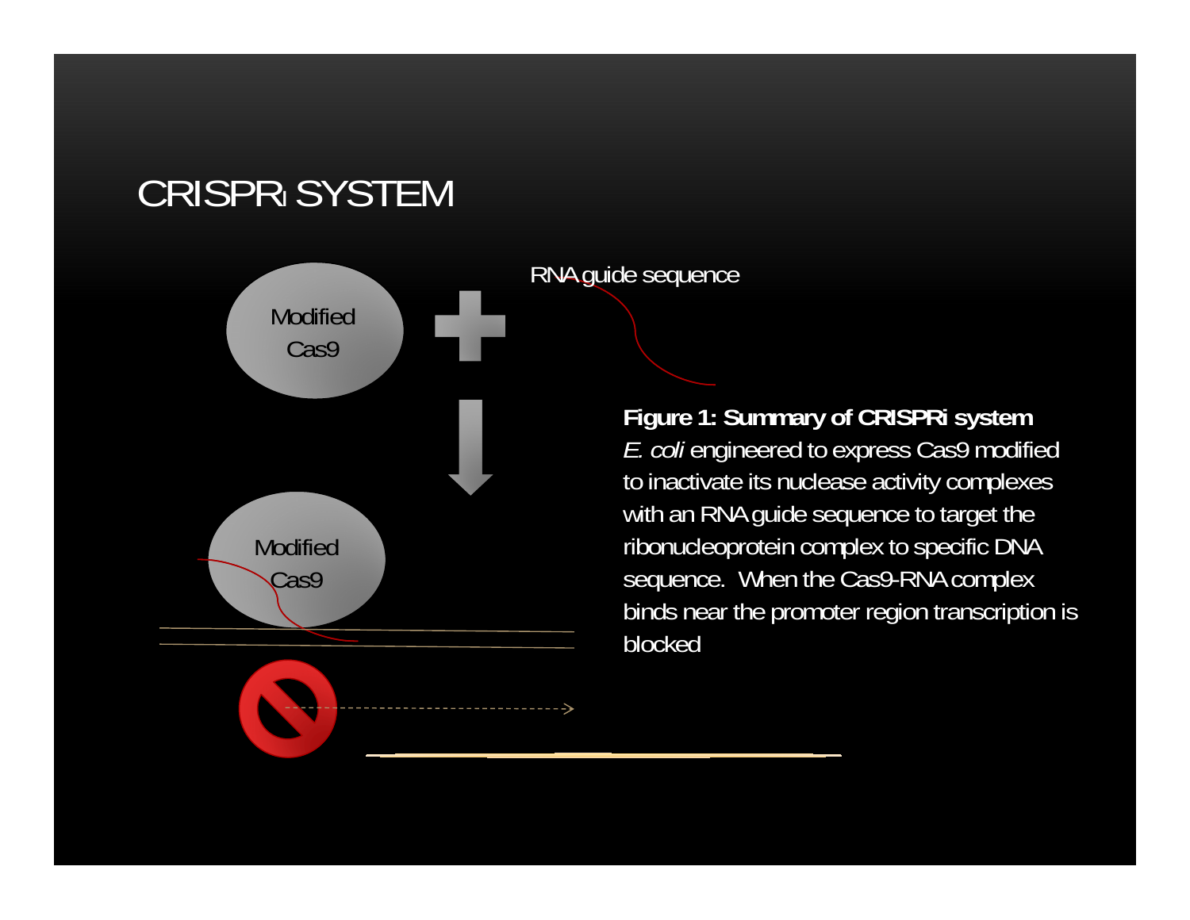# CRISPRi SYSTEM

Modified Cas9

RNA guide sequence

Modified Cas9

**Figure 1: Summary of CRISPRi system**
*E. coli* engineered to express Cas9 modified to inactivate its nuclease activity complexes with an RNA guide sequence to target the ribonucleoprotein complex to specific DNA sequence. When the Cas9-RNA complex binds near the promoter region transcription is blocked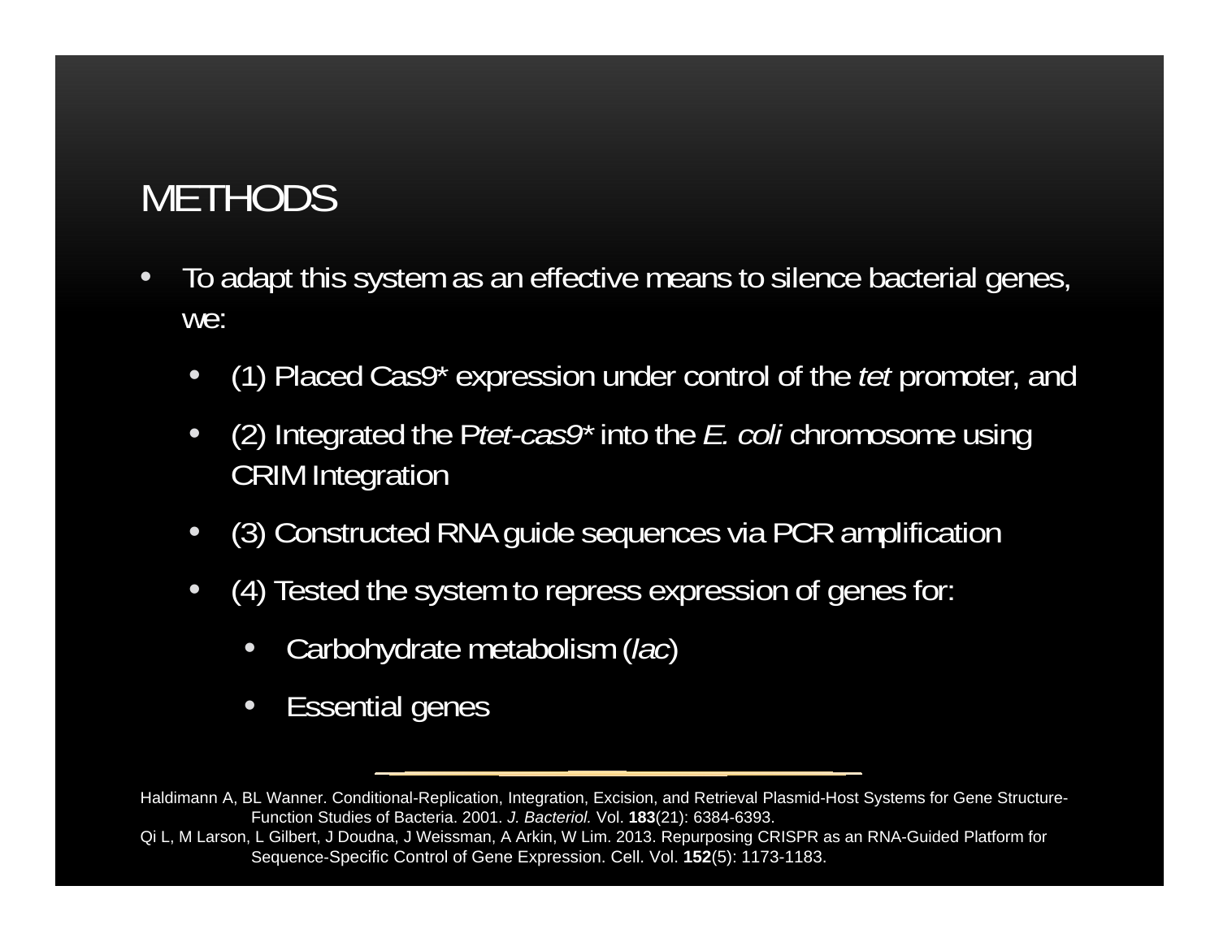# METHODS

- To adapt this system as an effective means to silence bacterial genes, we:
  - (1) Placed Cas9* expression under control of the *tet* promoter, and
  - (2) Integrated the P*tet-cas9** into the *E. coli* chromosome using CRIM Integration
  - (3) Constructed RNA guide sequences via PCR amplification
  - (4) Tested the system to repress expression of genes for:
    - Carbohydrate metabolism (*lac*)
    - Essential genes

Haldimann A, BL Wanner. Conditional-Replication, Integration, Excision, and Retrieval Plasmid-Host Systems for Gene Structure-Function Studies of Bacteria. 2001. *J. Bacteriol.* Vol. **183**(21): 6384-6393.

Qi L, M Larson, L Gilbert, J Doudna, J Weissman, A Arkin, W Lim. 2013. Repurposing CRISPR as an RNA-Guided Platform for Sequence-Specific Control of Gene Expression. Cell. Vol. **152**(5): 1173-1183.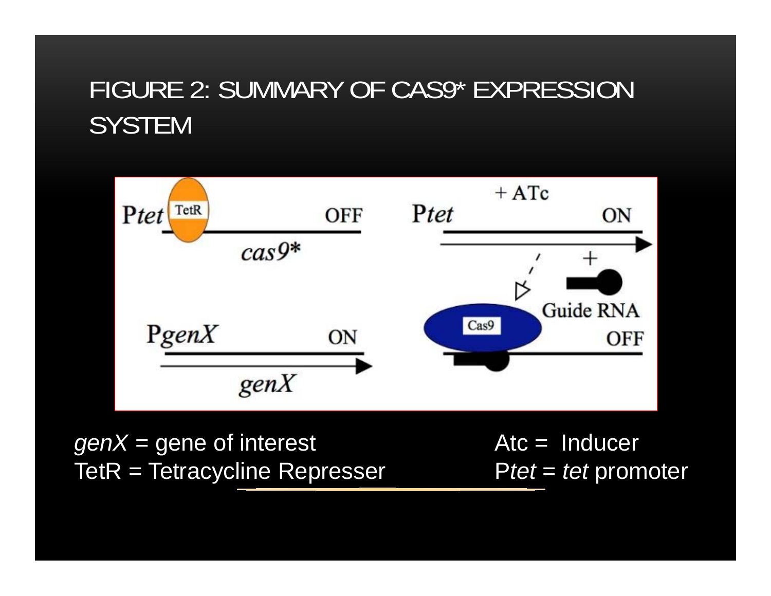# FIGURE 2: SUMMARY OF CAS9* EXPRESSION SYSTEM

*genX* = gene of interest

TetR = Tetracycline Represser

Atc = Inducer

P*tet* = *tet* promoter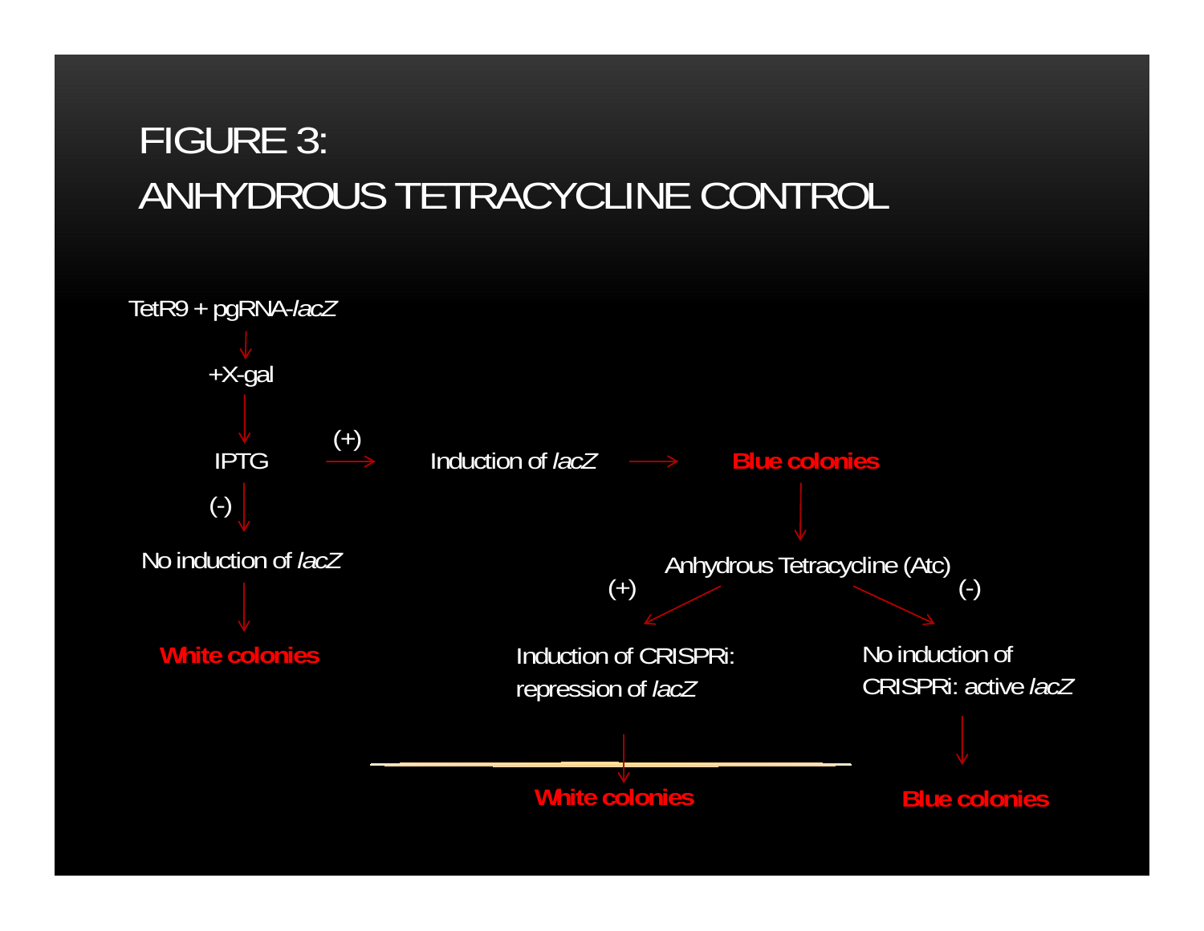# FIGURE 3: ANHYDROUS TETRACYCLINE CONTROL

TetR9 + pgRNA-*lacZ*

↓

+X-gal

↓

IPTG

- (+) → Induction of *lacZ* → **Blue colonies**
  - ↓ Anhydrous Tetracycline (Atc)
    - (+) → Induction of CRISPRi: repression of *lacZ* → **White colonies**
    - (-) → No induction of CRISPRi: active *lacZ* → **Blue colonies**
- (-) → No induction of *lacZ* → **White colonies**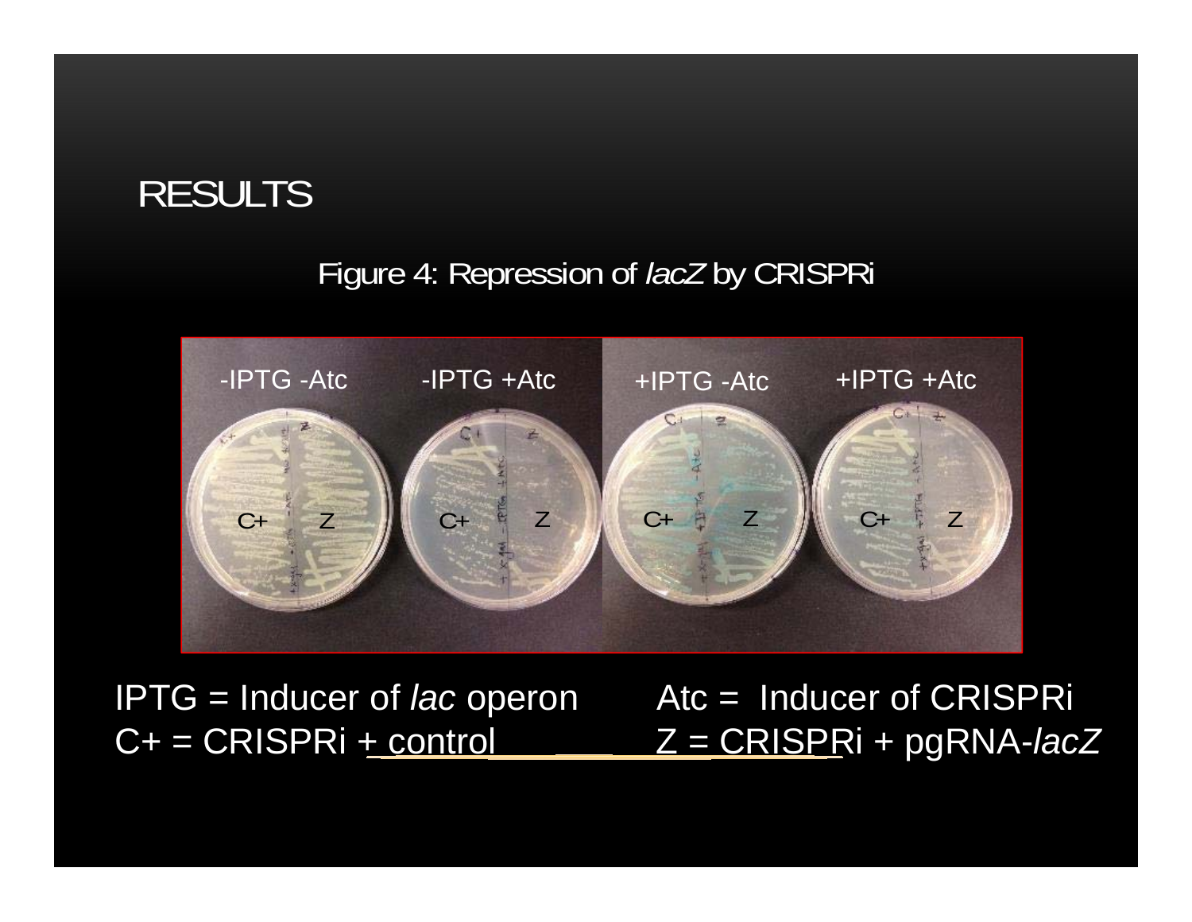# RESULTS

Figure 4: Repression of *lacZ* by CRISPRi

-IPTG -Atc | -IPTG +Atc | +IPTG -Atc | +IPTG +Atc

C+ Z | C+ Z | C+ Z | C+ Z

IPTG = Inducer of *lac* operon

Atc = Inducer of CRISPRi

C+ = CRISPRi + control

Z = CRISPRi + pgRNA-*lacZ*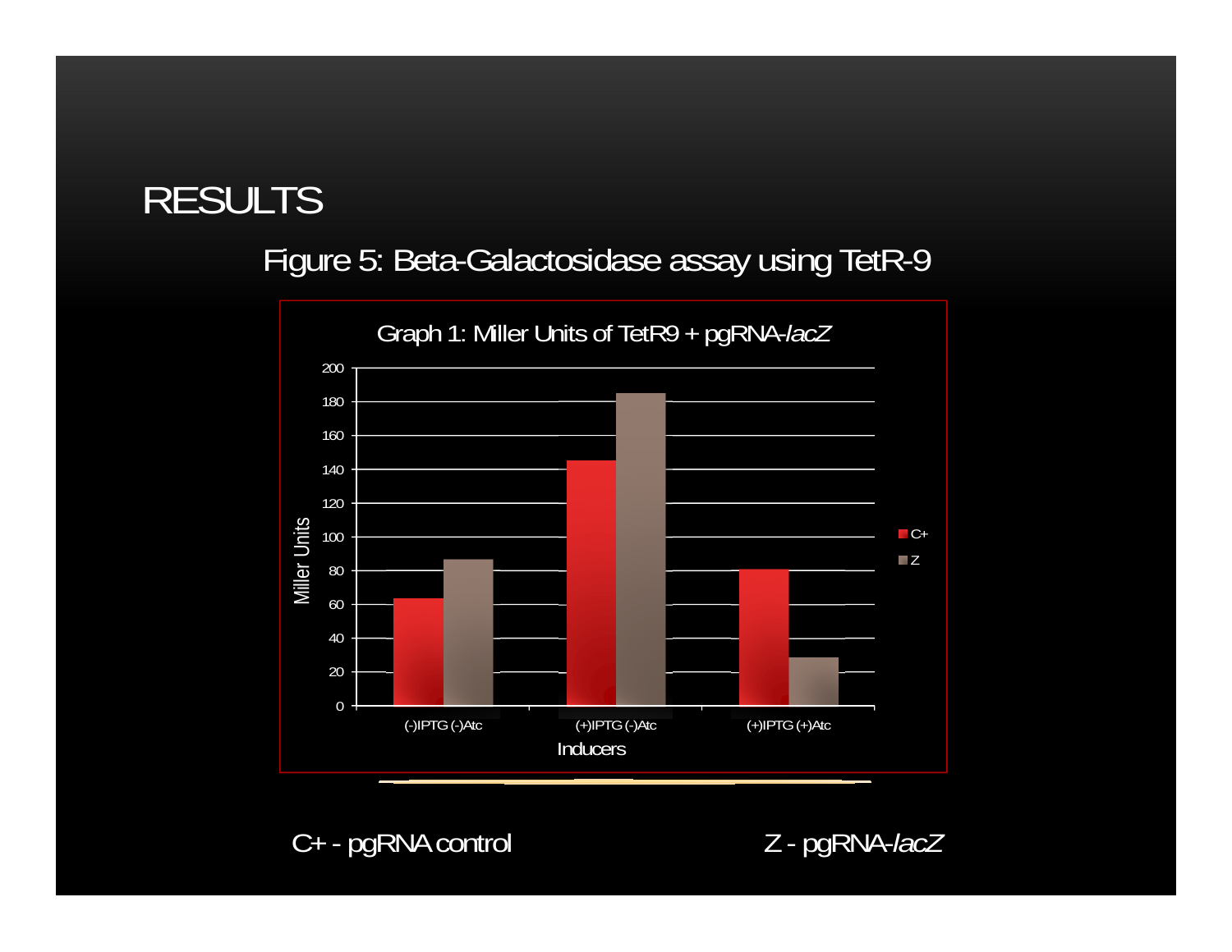# RESULTS

## Figure 5: Beta-Galactosidase assay using TetR-9

Graph 1: Miller Units of TetR9 + pgRNA-*lacZ*

| Inducers | C+ | Z |
|---|---|---|
| (-)IPTG (-)Atc | ~63 | ~86 |
| (+)IPTG (-)Atc | ~145 | ~185 |
| (+)IPTG (+)Atc | ~80 | ~28 |

Y-axis: Miller Units (0–200); X-axis: Inducers

C+ - pgRNA control

Z - pgRNA-*lacZ*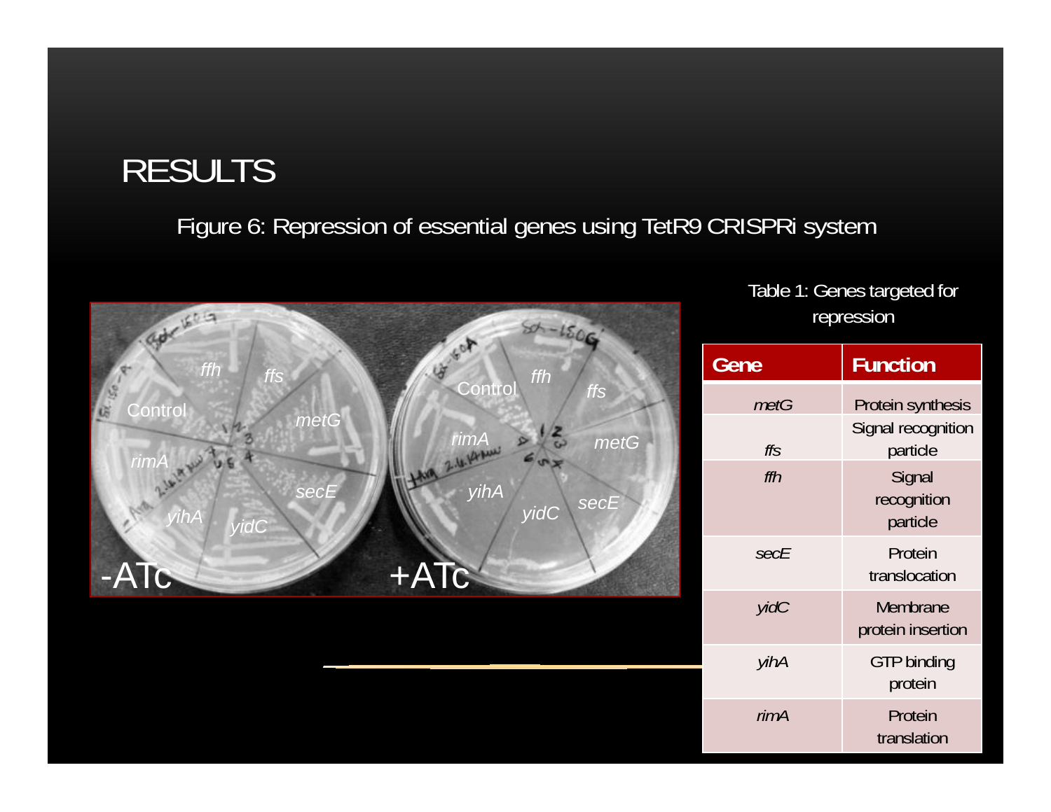# RESULTS

Figure 6: Repression of essential genes using TetR9 CRISPRi system

Table 1: Genes targeted for repression

| Gene | Function |
|---|---|
| *metG* | Protein synthesis |
| *ffs* | Signal recognition particle |
| *ffh* | Signal recognition particle |
| *secE* | Protein translocation |
| *yidC* | Membrane protein insertion |
| *yihA* | GTP binding protein |
| *rimA* | Protein translation |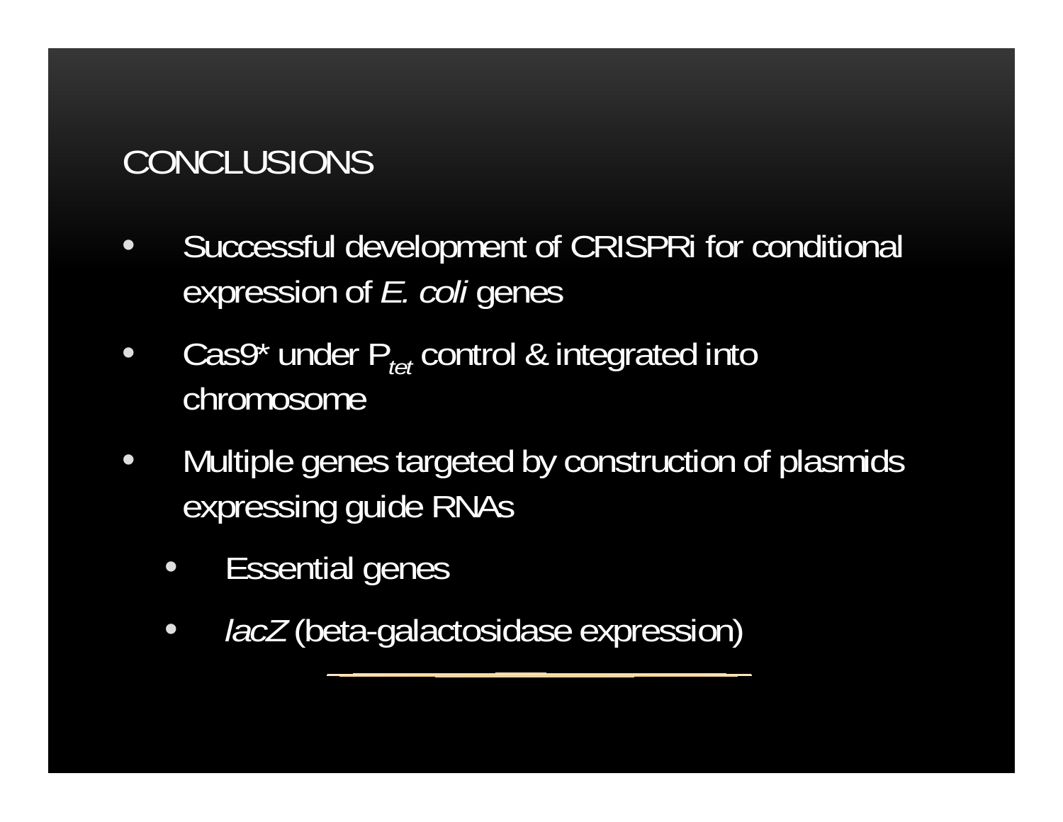## CONCLUSIONS

- Successful development of CRISPRi for conditional expression of *E. coli* genes
- Cas9* under $P_{tet}$ control & integrated into chromosome
- Multiple genes targeted by construction of plasmids expressing guide RNAs
  - Essential genes
  - *lacZ* (beta-galactosidase expression)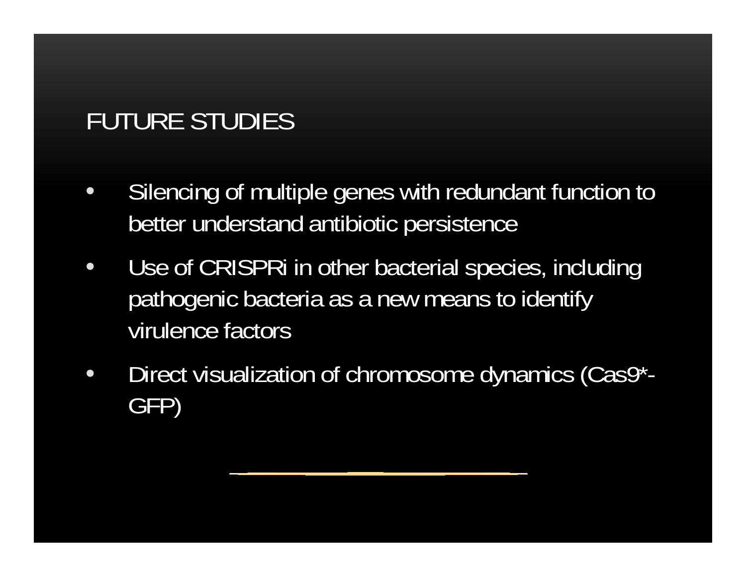# FUTURE STUDIES

- Silencing of multiple genes with redundant function to better understand antibiotic persistence
- Use of CRISPRi in other bacterial species, including pathogenic bacteria as a new means to identify virulence factors
- Direct visualization of chromosome dynamics (Cas9*-GFP)